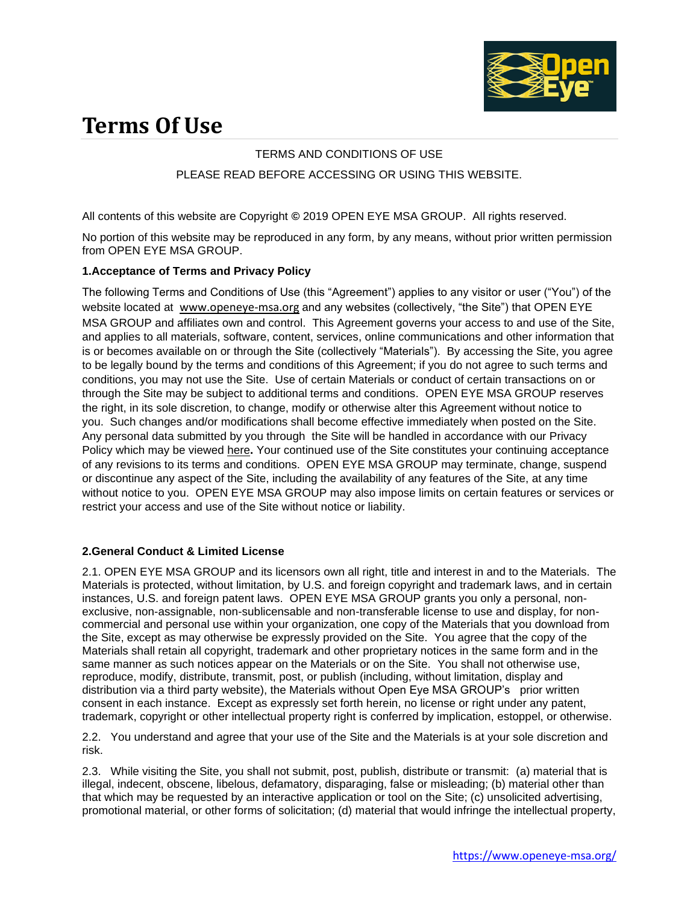# Terms Of Use

TERMS AND CONDITIONS OF USE

PLEASE READ BEFORE ACCESSING OR USING THIS WEBSITE.

All contents of this website are Copyright © 2019 OPEN EYE MSA GROUP. All rights reserved.

No portion of this website may be reproduced in any form, by any means, without prior written permission from OPEN EYE MSA GROUP.

**1.Acceptance of Terms and Privacy Policy**

The following Terms and Conditions of Use (this "Agreement") applies to any visitor or user ("You") of the website located at www.openeye-msa.org and any websites (collectively, "the Site") that OPEN EYE MSA GROUP and affiliates own and control. This Agreement governs your access to and use of the Site, and applies to all materials, software, content, services, online communications and other information that is or becomes available on or through the Site (collectively "Materials"). By accessing the Site, you agree to be legally bound by the terms and conditions of this Agreement; if you do not agree to such terms and conditions, you may not use the Site. Use of certain Materials or conduct of certain transactions on or through the Site may be subject to additional terms and conditions. OPEN EYE MSA GROUP reserves the right, in its sole discretion, to change, modify or otherwise alter this Agreement without notice to you. Such changes and/or modifications shall become effective immediately when posted on the Site. Any personal data submitted by you through the Site will be handled in accordance with our Privacy Policy which may be viewed here**.** Your continued use of the Site constitutes your continuing acceptance of any revisions to its terms and conditions. OPEN EYE MSA GROUP may terminate, change, suspend or discontinue any aspect of the Site, including the availability of any features of the Site, at any time without notice to you. OPEN EYE MSA GROUP may also impose limits on certain features or services or restrict your access and use of the Site without notice or liability.

**2.General Conduct & Limited License**

2.1. OPEN EYE MSA GROUP and its licensors own all right, title and interest in and to the Materials. The Materials is protected, without limitation, by U.S. and foreign copyright and trademark laws, and in certain instances, U.S. and foreign patent laws. OPEN EYE MSA GROUP grants you only a personal, non-exclusive, non-assignable, non-sublicensable and non-transferable license to use and display, for non-commercial and personal use within your organization, one copy of the Materials that you download from the Site, except as may otherwise be expressly provided on the Site. You agree that the copy of the Materials shall retain all copyright, trademark and other proprietary notices in the same form and in the same manner as such notices appear on the Materials or on the Site. You shall not otherwise use, reproduce, modify, distribute, transmit, post, or publish (including, without limitation, display and distribution via a third party website), the Materials without Open Eye MSA GROUP's prior written consent in each instance. Except as expressly set forth herein, no license or right under any patent, trademark, copyright or other intellectual property right is conferred by implication, estoppel, or otherwise.

2.2. You understand and agree that your use of the Site and the Materials is at your sole discretion and risk.

2.3. While visiting the Site, you shall not submit, post, publish, distribute or transmit: (a) material that is illegal, indecent, obscene, libelous, defamatory, disparaging, false or misleading; (b) material other than that which may be requested by an interactive application or tool on the Site; (c) unsolicited advertising, promotional material, or other forms of solicitation; (d) material that would infringe the intellectual property,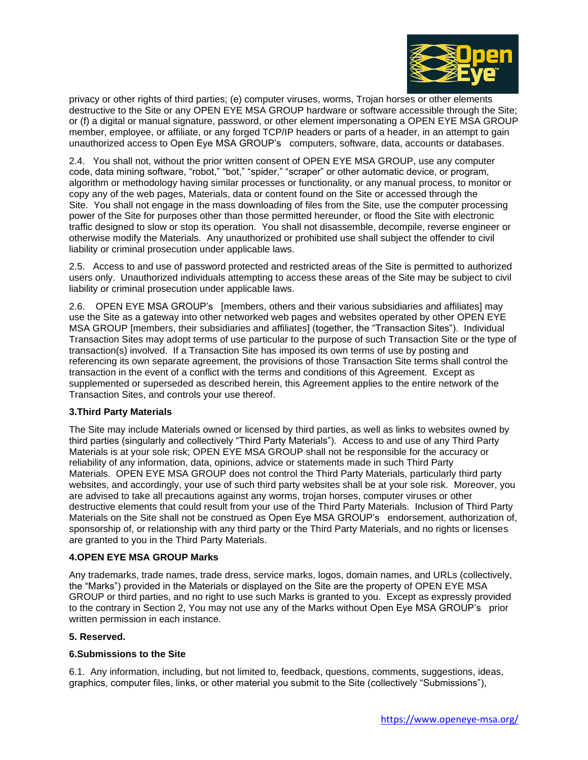privacy or other rights of third parties; (e) computer viruses, worms, Trojan horses or other elements destructive to the Site or any OPEN EYE MSA GROUP hardware or software accessible through the Site; or (f) a digital or manual signature, password, or other element impersonating a OPEN EYE MSA GROUP member, employee, or affiliate, or any forged TCP/IP headers or parts of a header, in an attempt to gain unauthorized access to Open Eye MSA GROUP's computers, software, data, accounts or databases.

2.4. You shall not, without the prior written consent of OPEN EYE MSA GROUP, use any computer code, data mining software, "robot," "bot," "spider," "scraper" or other automatic device, or program, algorithm or methodology having similar processes or functionality, or any manual process, to monitor or copy any of the web pages, Materials, data or content found on the Site or accessed through the Site. You shall not engage in the mass downloading of files from the Site, use the computer processing power of the Site for purposes other than those permitted hereunder, or flood the Site with electronic traffic designed to slow or stop its operation. You shall not disassemble, decompile, reverse engineer or otherwise modify the Materials. Any unauthorized or prohibited use shall subject the offender to civil liability or criminal prosecution under applicable laws.

2.5. Access to and use of password protected and restricted areas of the Site is permitted to authorized users only. Unauthorized individuals attempting to access these areas of the Site may be subject to civil liability or criminal prosecution under applicable laws.

2.6. OPEN EYE MSA GROUP's [members, others and their various subsidiaries and affiliates] may use the Site as a gateway into other networked web pages and websites operated by other OPEN EYE MSA GROUP [members, their subsidiaries and affiliates] (together, the "Transaction Sites"). Individual Transaction Sites may adopt terms of use particular to the purpose of such Transaction Site or the type of transaction(s) involved. If a Transaction Site has imposed its own terms of use by posting and referencing its own separate agreement, the provisions of those Transaction Site terms shall control the transaction in the event of a conflict with the terms and conditions of this Agreement. Except as supplemented or superseded as described herein, this Agreement applies to the entire network of the Transaction Sites, and controls your use thereof.

**3.Third Party Materials**

The Site may include Materials owned or licensed by third parties, as well as links to websites owned by third parties (singularly and collectively "Third Party Materials"). Access to and use of any Third Party Materials is at your sole risk; OPEN EYE MSA GROUP shall not be responsible for the accuracy or reliability of any information, data, opinions, advice or statements made in such Third Party Materials. OPEN EYE MSA GROUP does not control the Third Party Materials, particularly third party websites, and accordingly, your use of such third party websites shall be at your sole risk. Moreover, you are advised to take all precautions against any worms, trojan horses, computer viruses or other destructive elements that could result from your use of the Third Party Materials. Inclusion of Third Party Materials on the Site shall not be construed as Open Eye MSA GROUP's endorsement, authorization of, sponsorship of, or relationship with any third party or the Third Party Materials, and no rights or licenses are granted to you in the Third Party Materials.

**4.OPEN EYE MSA GROUP Marks**

Any trademarks, trade names, trade dress, service marks, logos, domain names, and URLs (collectively, the "Marks") provided in the Materials or displayed on the Site are the property of OPEN EYE MSA GROUP or third parties, and no right to use such Marks is granted to you. Except as expressly provided to the contrary in Section 2, You may not use any of the Marks without Open Eye MSA GROUP's prior written permission in each instance.

**5. Reserved.**

**6.Submissions to the Site**

6.1. Any information, including, but not limited to, feedback, questions, comments, suggestions, ideas, graphics, computer files, links, or other material you submit to the Site (collectively "Submissions"),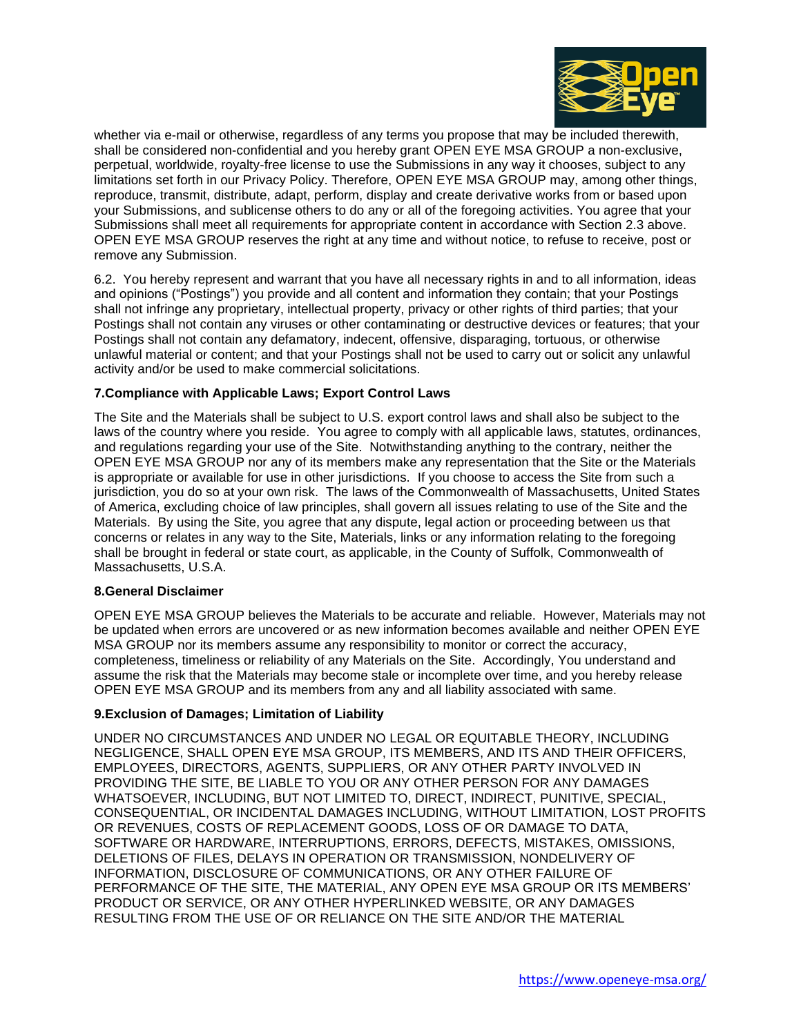whether via e-mail or otherwise, regardless of any terms you propose that may be included therewith, shall be considered non-confidential and you hereby grant OPEN EYE MSA GROUP a non-exclusive, perpetual, worldwide, royalty-free license to use the Submissions in any way it chooses, subject to any limitations set forth in our Privacy Policy. Therefore, OPEN EYE MSA GROUP may, among other things, reproduce, transmit, distribute, adapt, perform, display and create derivative works from or based upon your Submissions, and sublicense others to do any or all of the foregoing activities. You agree that your Submissions shall meet all requirements for appropriate content in accordance with Section 2.3 above. OPEN EYE MSA GROUP reserves the right at any time and without notice, to refuse to receive, post or remove any Submission.

6.2. You hereby represent and warrant that you have all necessary rights in and to all information, ideas and opinions ("Postings") you provide and all content and information they contain; that your Postings shall not infringe any proprietary, intellectual property, privacy or other rights of third parties; that your Postings shall not contain any viruses or other contaminating or destructive devices or features; that your Postings shall not contain any defamatory, indecent, offensive, disparaging, tortuous, or otherwise unlawful material or content; and that your Postings shall not be used to carry out or solicit any unlawful activity and/or be used to make commercial solicitations.

**7.Compliance with Applicable Laws; Export Control Laws**

The Site and the Materials shall be subject to U.S. export control laws and shall also be subject to the laws of the country where you reside. You agree to comply with all applicable laws, statutes, ordinances, and regulations regarding your use of the Site. Notwithstanding anything to the contrary, neither the OPEN EYE MSA GROUP nor any of its members make any representation that the Site or the Materials is appropriate or available for use in other jurisdictions. If you choose to access the Site from such a jurisdiction, you do so at your own risk. The laws of the Commonwealth of Massachusetts, United States of America, excluding choice of law principles, shall govern all issues relating to use of the Site and the Materials. By using the Site, you agree that any dispute, legal action or proceeding between us that concerns or relates in any way to the Site, Materials, links or any information relating to the foregoing shall be brought in federal or state court, as applicable, in the County of Suffolk, Commonwealth of Massachusetts, U.S.A.

**8.General Disclaimer**

OPEN EYE MSA GROUP believes the Materials to be accurate and reliable. However, Materials may not be updated when errors are uncovered or as new information becomes available and neither OPEN EYE MSA GROUP nor its members assume any responsibility to monitor or correct the accuracy, completeness, timeliness or reliability of any Materials on the Site. Accordingly, You understand and assume the risk that the Materials may become stale or incomplete over time, and you hereby release OPEN EYE MSA GROUP and its members from any and all liability associated with same.

**9.Exclusion of Damages; Limitation of Liability**

UNDER NO CIRCUMSTANCES AND UNDER NO LEGAL OR EQUITABLE THEORY, INCLUDING NEGLIGENCE, SHALL OPEN EYE MSA GROUP, ITS MEMBERS, AND ITS AND THEIR OFFICERS, EMPLOYEES, DIRECTORS, AGENTS, SUPPLIERS, OR ANY OTHER PARTY INVOLVED IN PROVIDING THE SITE, BE LIABLE TO YOU OR ANY OTHER PERSON FOR ANY DAMAGES WHATSOEVER, INCLUDING, BUT NOT LIMITED TO, DIRECT, INDIRECT, PUNITIVE, SPECIAL, CONSEQUENTIAL, OR INCIDENTAL DAMAGES INCLUDING, WITHOUT LIMITATION, LOST PROFITS OR REVENUES, COSTS OF REPLACEMENT GOODS, LOSS OF OR DAMAGE TO DATA, SOFTWARE OR HARDWARE, INTERRUPTIONS, ERRORS, DEFECTS, MISTAKES, OMISSIONS, DELETIONS OF FILES, DELAYS IN OPERATION OR TRANSMISSION, NONDELIVERY OF INFORMATION, DISCLOSURE OF COMMUNICATIONS, OR ANY OTHER FAILURE OF PERFORMANCE OF THE SITE, THE MATERIAL, ANY OPEN EYE MSA GROUP OR ITS MEMBERS' PRODUCT OR SERVICE, OR ANY OTHER HYPERLINKED WEBSITE, OR ANY DAMAGES RESULTING FROM THE USE OF OR RELIANCE ON THE SITE AND/OR THE MATERIAL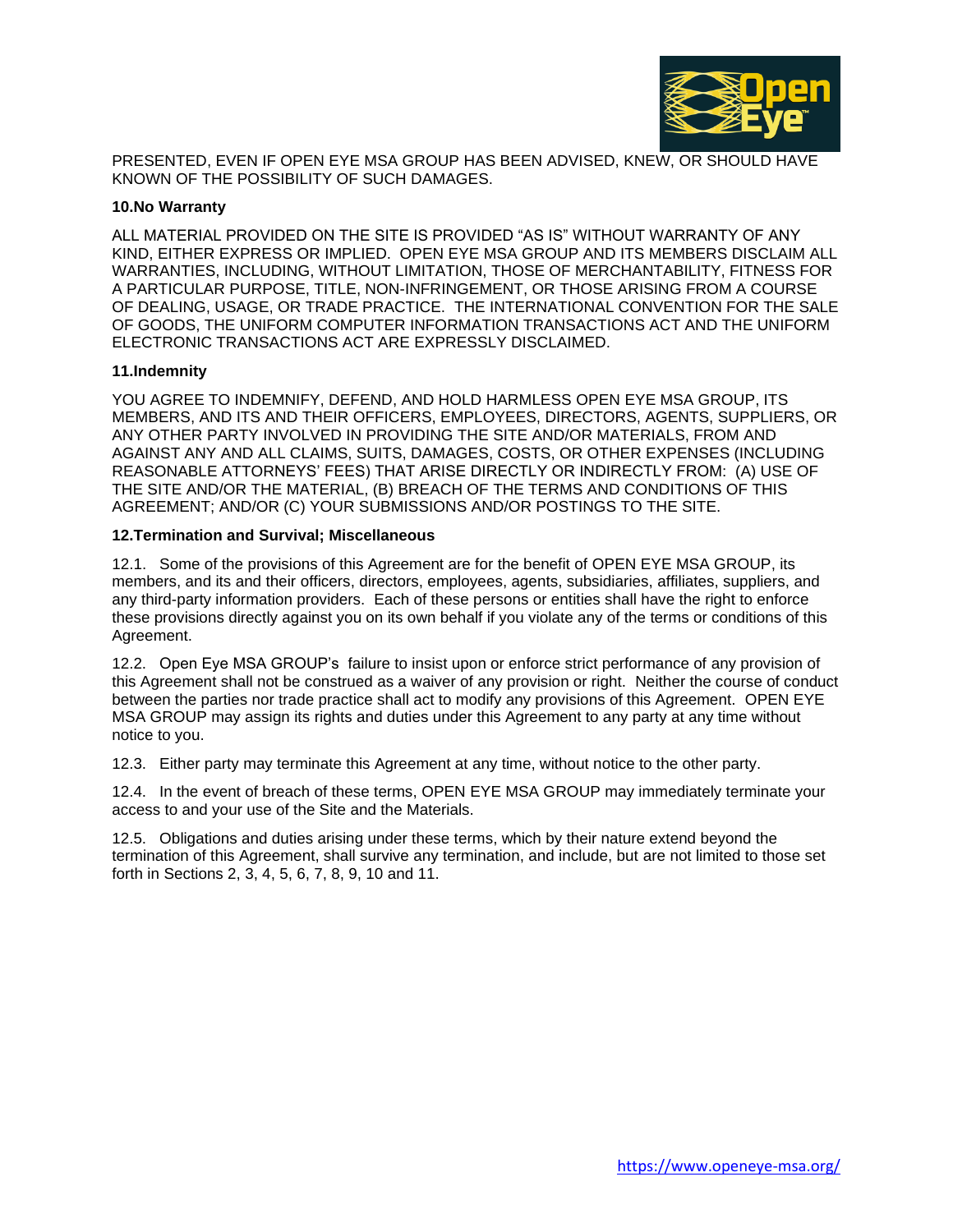PRESENTED, EVEN IF OPEN EYE MSA GROUP HAS BEEN ADVISED, KNEW, OR SHOULD HAVE KNOWN OF THE POSSIBILITY OF SUCH DAMAGES.

**10.No Warranty**

ALL MATERIAL PROVIDED ON THE SITE IS PROVIDED "AS IS" WITHOUT WARRANTY OF ANY KIND, EITHER EXPRESS OR IMPLIED. OPEN EYE MSA GROUP AND ITS MEMBERS DISCLAIM ALL WARRANTIES, INCLUDING, WITHOUT LIMITATION, THOSE OF MERCHANTABILITY, FITNESS FOR A PARTICULAR PURPOSE, TITLE, NON-INFRINGEMENT, OR THOSE ARISING FROM A COURSE OF DEALING, USAGE, OR TRADE PRACTICE. THE INTERNATIONAL CONVENTION FOR THE SALE OF GOODS, THE UNIFORM COMPUTER INFORMATION TRANSACTIONS ACT AND THE UNIFORM ELECTRONIC TRANSACTIONS ACT ARE EXPRESSLY DISCLAIMED.

**11.Indemnity**

YOU AGREE TO INDEMNIFY, DEFEND, AND HOLD HARMLESS OPEN EYE MSA GROUP, ITS MEMBERS, AND ITS AND THEIR OFFICERS, EMPLOYEES, DIRECTORS, AGENTS, SUPPLIERS, OR ANY OTHER PARTY INVOLVED IN PROVIDING THE SITE AND/OR MATERIALS, FROM AND AGAINST ANY AND ALL CLAIMS, SUITS, DAMAGES, COSTS, OR OTHER EXPENSES (INCLUDING REASONABLE ATTORNEYS' FEES) THAT ARISE DIRECTLY OR INDIRECTLY FROM: (A) USE OF THE SITE AND/OR THE MATERIAL, (B) BREACH OF THE TERMS AND CONDITIONS OF THIS AGREEMENT; AND/OR (C) YOUR SUBMISSIONS AND/OR POSTINGS TO THE SITE.

**12.Termination and Survival; Miscellaneous**

12.1. Some of the provisions of this Agreement are for the benefit of OPEN EYE MSA GROUP, its members, and its and their officers, directors, employees, agents, subsidiaries, affiliates, suppliers, and any third-party information providers. Each of these persons or entities shall have the right to enforce these provisions directly against you on its own behalf if you violate any of the terms or conditions of this Agreement.

12.2. Open Eye MSA GROUP's failure to insist upon or enforce strict performance of any provision of this Agreement shall not be construed as a waiver of any provision or right. Neither the course of conduct between the parties nor trade practice shall act to modify any provisions of this Agreement. OPEN EYE MSA GROUP may assign its rights and duties under this Agreement to any party at any time without notice to you.

12.3. Either party may terminate this Agreement at any time, without notice to the other party.

12.4. In the event of breach of these terms, OPEN EYE MSA GROUP may immediately terminate your access to and your use of the Site and the Materials.

12.5. Obligations and duties arising under these terms, which by their nature extend beyond the termination of this Agreement, shall survive any termination, and include, but are not limited to those set forth in Sections 2, 3, 4, 5, 6, 7, 8, 9, 10 and 11.